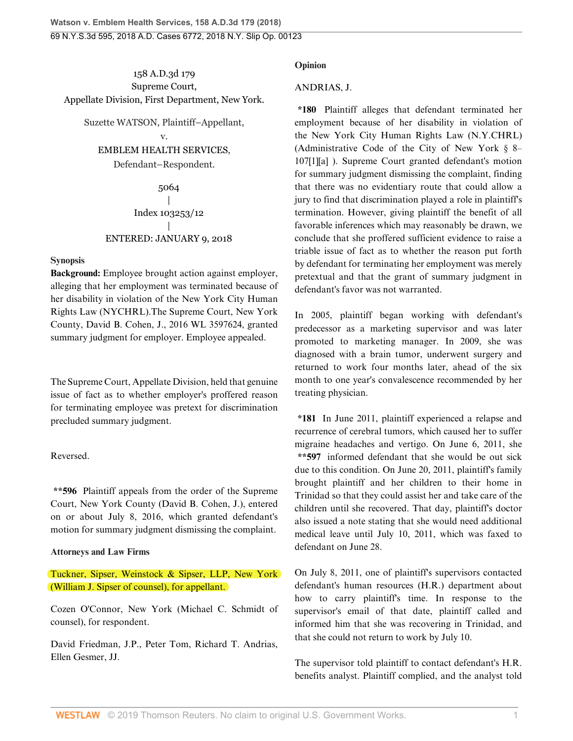158 A.D.3d 179
Supreme Court,
Appellate Division, First Department, New York.

Suzette WATSON, Plaintiff–Appellant,
v.
EMBLEM HEALTH SERVICES,
Defendant–Respondent.

5064
|
Index 103253/12
|
ENTERED: JANUARY 9, 2018

### Synopsis

**Background:** Employee brought action against employer, alleging that her employment was terminated because of her disability in violation of the New York City Human Rights Law (NYCHRL).The Supreme Court, New York County, David B. Cohen, J., 2016 WL 3597624, granted summary judgment for employer. Employee appealed.

The Supreme Court, Appellate Division, held that genuine issue of fact as to whether employer's proffered reason for terminating employee was pretext for discrimination precluded summary judgment.

Reversed.

**\*\*596** Plaintiff appeals from the order of the Supreme Court, New York County (David B. Cohen, J.), entered on or about July 8, 2016, which granted defendant's motion for summary judgment dismissing the complaint.

### Attorneys and Law Firms

Tuckner, Sipser, Weinstock & Sipser, LLP, New York (William J. Sipser of counsel), for appellant.

Cozen O'Connor, New York (Michael C. Schmidt of counsel), for respondent.

David Friedman, J.P., Peter Tom, Richard T. Andrias, Ellen Gesmer, JJ.

### Opinion

ANDRIAS, J.

**\*180** Plaintiff alleges that defendant terminated her employment because of her disability in violation of the New York City Human Rights Law (N.Y.CHRL) (Administrative Code of the City of New York § 8–107[1][a] ). Supreme Court granted defendant's motion for summary judgment dismissing the complaint, finding that there was no evidentiary route that could allow a jury to find that discrimination played a role in plaintiff's termination. However, giving plaintiff the benefit of all favorable inferences which may reasonably be drawn, we conclude that she proffered sufficient evidence to raise a triable issue of fact as to whether the reason put forth by defendant for terminating her employment was merely pretextual and that the grant of summary judgment in defendant's favor was not warranted.

In 2005, plaintiff began working with defendant's predecessor as a marketing supervisor and was later promoted to marketing manager. In 2009, she was diagnosed with a brain tumor, underwent surgery and returned to work four months later, ahead of the six month to one year's convalescence recommended by her treating physician.

**\*181** In June 2011, plaintiff experienced a relapse and recurrence of cerebral tumors, which caused her to suffer migraine headaches and vertigo. On June 6, 2011, she **\*\*597** informed defendant that she would be out sick due to this condition. On June 20, 2011, plaintiff's family brought plaintiff and her children to their home in Trinidad so that they could assist her and take care of the children until she recovered. That day, plaintiff's doctor also issued a note stating that she would need additional medical leave until July 10, 2011, which was faxed to defendant on June 28.

On July 8, 2011, one of plaintiff's supervisors contacted defendant's human resources (H.R.) department about how to carry plaintiff's time. In response to the supervisor's email of that date, plaintiff called and informed him that she was recovering in Trinidad, and that she could not return to work by July 10.

The supervisor told plaintiff to contact defendant's H.R. benefits analyst. Plaintiff complied, and the analyst told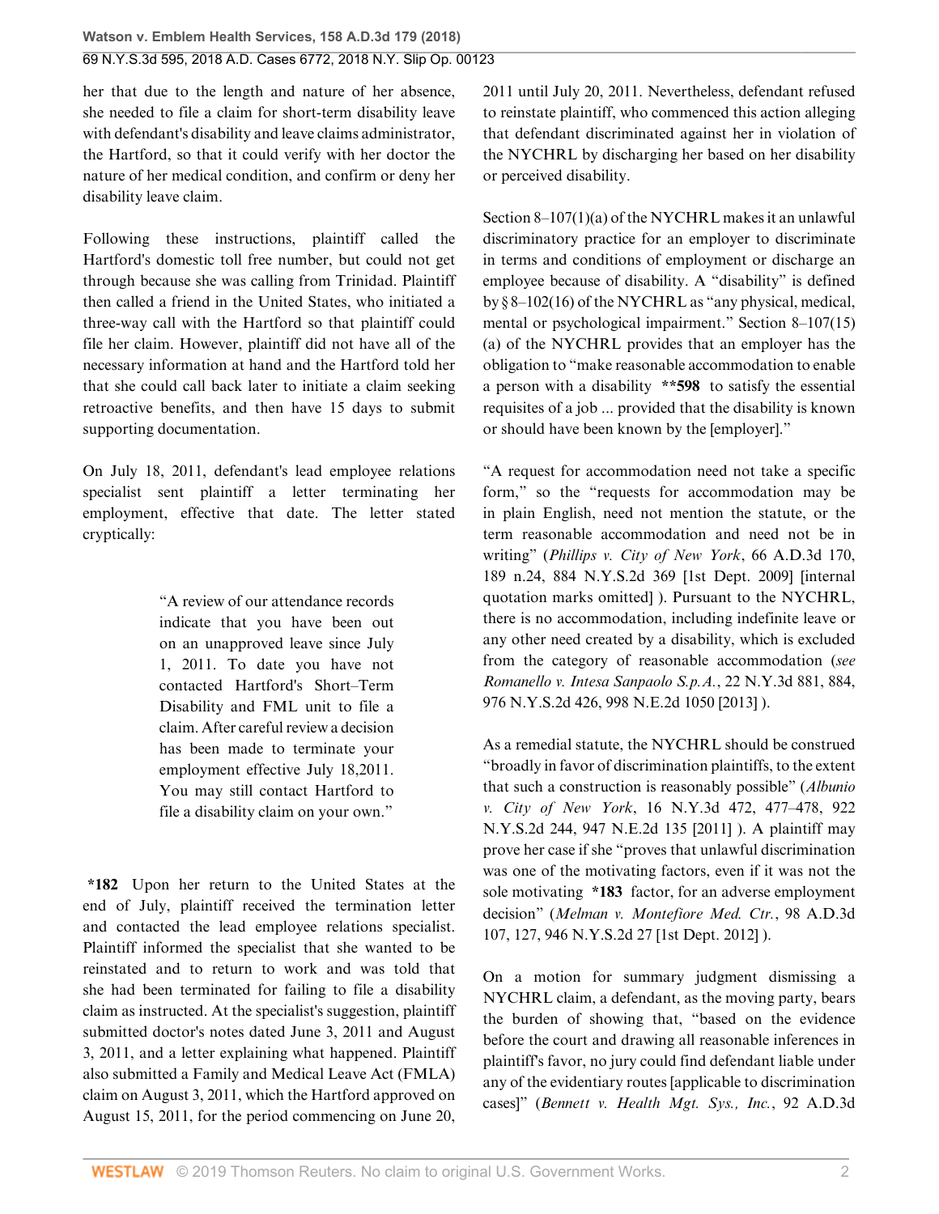her that due to the length and nature of her absence, she needed to file a claim for short-term disability leave with defendant's disability and leave claims administrator, the Hartford, so that it could verify with her doctor the nature of her medical condition, and confirm or deny her disability leave claim.

Following these instructions, plaintiff called the Hartford's domestic toll free number, but could not get through because she was calling from Trinidad. Plaintiff then called a friend in the United States, who initiated a three-way call with the Hartford so that plaintiff could file her claim. However, plaintiff did not have all of the necessary information at hand and the Hartford told her that she could call back later to initiate a claim seeking retroactive benefits, and then have 15 days to submit supporting documentation.

On July 18, 2011, defendant's lead employee relations specialist sent plaintiff a letter terminating her employment, effective that date. The letter stated cryptically:

> "A review of our attendance records indicate that you have been out on an unapproved leave since July 1, 2011. To date you have not contacted Hartford's Short–Term Disability and FML unit to file a claim. After careful review a decision has been made to terminate your employment effective July 18,2011. You may still contact Hartford to file a disability claim on your own."

**\*182** Upon her return to the United States at the end of July, plaintiff received the termination letter and contacted the lead employee relations specialist. Plaintiff informed the specialist that she wanted to be reinstated and to return to work and was told that she had been terminated for failing to file a disability claim as instructed. At the specialist's suggestion, plaintiff submitted doctor's notes dated June 3, 2011 and August 3, 2011, and a letter explaining what happened. Plaintiff also submitted a Family and Medical Leave Act (FMLA) claim on August 3, 2011, which the Hartford approved on August 15, 2011, for the period commencing on June 20, 2011 until July 20, 2011. Nevertheless, defendant refused to reinstate plaintiff, who commenced this action alleging that defendant discriminated against her in violation of the NYCHRL by discharging her based on her disability or perceived disability.

Section 8–107(1)(a) of the NYCHRL makes it an unlawful discriminatory practice for an employer to discriminate in terms and conditions of employment or discharge an employee because of disability. A "disability" is defined by § 8–102(16) of the NYCHRL as "any physical, medical, mental or psychological impairment." Section 8–107(15)(a) of the NYCHRL provides that an employer has the obligation to "make reasonable accommodation to enable a person with a disability **\*\*598** to satisfy the essential requisites of a job ... provided that the disability is known or should have been known by the [employer]."

"A request for accommodation need not take a specific form," so the "requests for accommodation may be in plain English, need not mention the statute, or the term reasonable accommodation and need not be in writing" (*Phillips v. City of New York*, 66 A.D.3d 170, 189 n.24, 884 N.Y.S.2d 369 [1st Dept. 2009] [internal quotation marks omitted] ). Pursuant to the NYCHRL, there is no accommodation, including indefinite leave or any other need created by a disability, which is excluded from the category of reasonable accommodation (*see Romanello v. Intesa Sanpaolo S.p.A.*, 22 N.Y.3d 881, 884, 976 N.Y.S.2d 426, 998 N.E.2d 1050 [2013] ).

As a remedial statute, the NYCHRL should be construed "broadly in favor of discrimination plaintiffs, to the extent that such a construction is reasonably possible" (*Albunio v. City of New York*, 16 N.Y.3d 472, 477–478, 922 N.Y.S.2d 244, 947 N.E.2d 135 [2011] ). A plaintiff may prove her case if she "proves that unlawful discrimination was one of the motivating factors, even if it was not the sole motivating **\*183** factor, for an adverse employment decision" (*Melman v. Montefiore Med. Ctr.*, 98 A.D.3d 107, 127, 946 N.Y.S.2d 27 [1st Dept. 2012] ).

On a motion for summary judgment dismissing a NYCHRL claim, a defendant, as the moving party, bears the burden of showing that, "based on the evidence before the court and drawing all reasonable inferences in plaintiff's favor, no jury could find defendant liable under any of the evidentiary routes [applicable to discrimination cases]" (*Bennett v. Health Mgt. Sys., Inc.*, 92 A.D.3d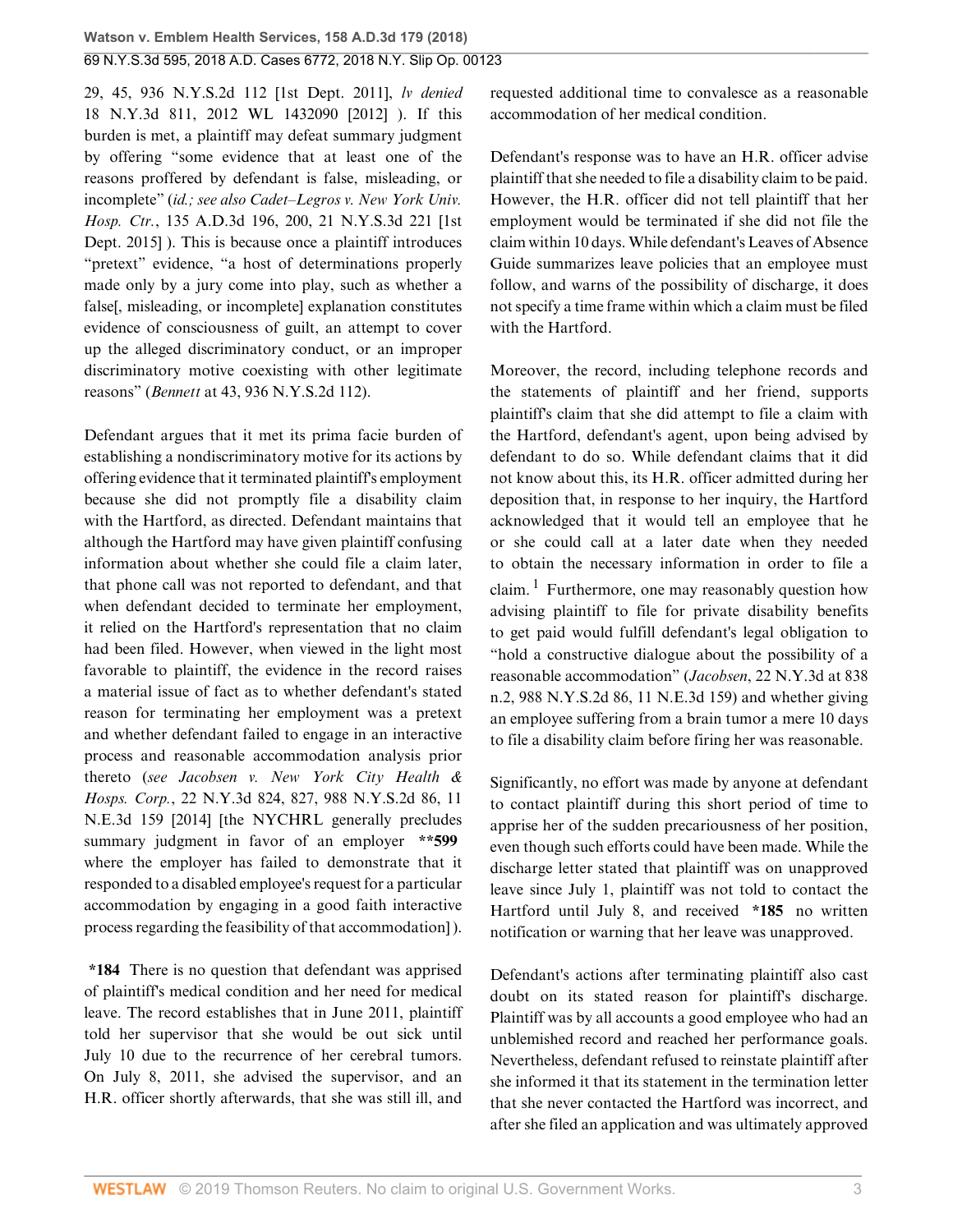29, 45, 936 N.Y.S.2d 112 [1st Dept. 2011], *lv denied* 18 N.Y.3d 811, 2012 WL 1432090 [2012] ). If this burden is met, a plaintiff may defeat summary judgment by offering "some evidence that at least one of the reasons proffered by defendant is false, misleading, or incomplete" (*id.; see also Cadet–Legros v. New York Univ. Hosp. Ctr.*, 135 A.D.3d 196, 200, 21 N.Y.S.3d 221 [1st Dept. 2015] ). This is because once a plaintiff introduces "pretext" evidence, "a host of determinations properly made only by a jury come into play, such as whether a false[, misleading, or incomplete] explanation constitutes evidence of consciousness of guilt, an attempt to cover up the alleged discriminatory conduct, or an improper discriminatory motive coexisting with other legitimate reasons" (*Bennett* at 43, 936 N.Y.S.2d 112).

Defendant argues that it met its prima facie burden of establishing a nondiscriminatory motive for its actions by offering evidence that it terminated plaintiff's employment because she did not promptly file a disability claim with the Hartford, as directed. Defendant maintains that although the Hartford may have given plaintiff confusing information about whether she could file a claim later, that phone call was not reported to defendant, and that when defendant decided to terminate her employment, it relied on the Hartford's representation that no claim had been filed. However, when viewed in the light most favorable to plaintiff, the evidence in the record raises a material issue of fact as to whether defendant's stated reason for terminating her employment was a pretext and whether defendant failed to engage in an interactive process and reasonable accommodation analysis prior thereto (*see Jacobsen v. New York City Health & Hosps. Corp.*, 22 N.Y.3d 824, 827, 988 N.Y.S.2d 86, 11 N.E.3d 159 [2014] [the NYCHRL generally precludes summary judgment in favor of an employer **\*\*599** where the employer has failed to demonstrate that it responded to a disabled employee's request for a particular accommodation by engaging in a good faith interactive process regarding the feasibility of that accommodation] ).

**\*184** There is no question that defendant was apprised of plaintiff's medical condition and her need for medical leave. The record establishes that in June 2011, plaintiff told her supervisor that she would be out sick until July 10 due to the recurrence of her cerebral tumors. On July 8, 2011, she advised the supervisor, and an H.R. officer shortly afterwards, that she was still ill, and requested additional time to convalesce as a reasonable accommodation of her medical condition.

Defendant's response was to have an H.R. officer advise plaintiff that she needed to file a disability claim to be paid. However, the H.R. officer did not tell plaintiff that her employment would be terminated if she did not file the claim within 10 days. While defendant's Leaves of Absence Guide summarizes leave policies that an employee must follow, and warns of the possibility of discharge, it does not specify a time frame within which a claim must be filed with the Hartford.

Moreover, the record, including telephone records and the statements of plaintiff and her friend, supports plaintiff's claim that she did attempt to file a claim with the Hartford, defendant's agent, upon being advised by defendant to do so. While defendant claims that it did not know about this, its H.R. officer admitted during her deposition that, in response to her inquiry, the Hartford acknowledged that it would tell an employee that he or she could call at a later date when they needed to obtain the necessary information in order to file a claim.[1] Furthermore, one may reasonably question how advising plaintiff to file for private disability benefits to get paid would fulfill defendant's legal obligation to "hold a constructive dialogue about the possibility of a reasonable accommodation" (*Jacobsen*, 22 N.Y.3d at 838 n.2, 988 N.Y.S.2d 86, 11 N.E.3d 159) and whether giving an employee suffering from a brain tumor a mere 10 days to file a disability claim before firing her was reasonable.

Significantly, no effort was made by anyone at defendant to contact plaintiff during this short period of time to apprise her of the sudden precariousness of her position, even though such efforts could have been made. While the discharge letter stated that plaintiff was on unapproved leave since July 1, plaintiff was not told to contact the Hartford until July 8, and received **\*185** no written notification or warning that her leave was unapproved.

Defendant's actions after terminating plaintiff also cast doubt on its stated reason for plaintiff's discharge. Plaintiff was by all accounts a good employee who had an unblemished record and reached her performance goals. Nevertheless, defendant refused to reinstate plaintiff after she informed it that its statement in the termination letter that she never contacted the Hartford was incorrect, and after she filed an application and was ultimately approved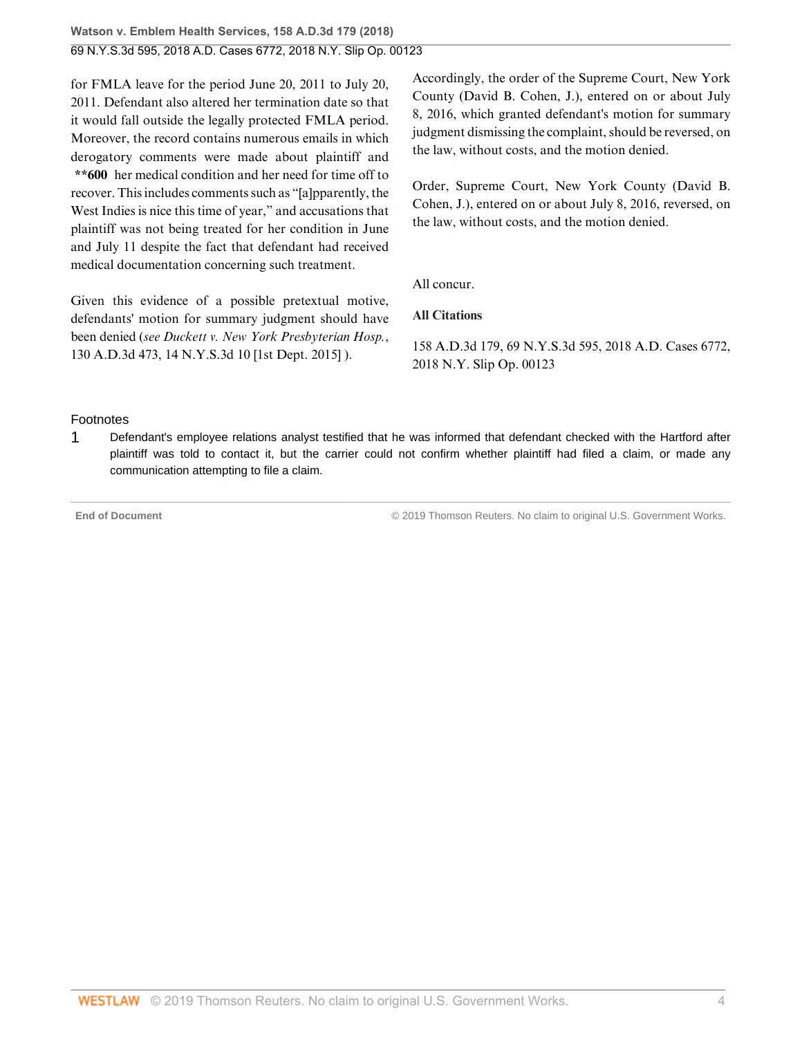for FMLA leave for the period June 20, 2011 to July 20, 2011. Defendant also altered her termination date so that it would fall outside the legally protected FMLA period. Moreover, the record contains numerous emails in which derogatory comments were made about plaintiff and **600 her medical condition and her need for time off to recover. This includes comments such as "[a]pparently, the West Indies is nice this time of year," and accusations that plaintiff was not being treated for her condition in June and July 11 despite the fact that defendant had received medical documentation concerning such treatment.

Given this evidence of a possible pretextual motive, defendants' motion for summary judgment should have been denied (*see Duckett v. New York Presbyterian Hosp.*, 130 A.D.3d 473, 14 N.Y.S.3d 10 [1st Dept. 2015] ).

Accordingly, the order of the Supreme Court, New York County (David B. Cohen, J.), entered on or about July 8, 2016, which granted defendant's motion for summary judgment dismissing the complaint, should be reversed, on the law, without costs, and the motion denied.

Order, Supreme Court, New York County (David B. Cohen, J.), entered on or about July 8, 2016, reversed, on the law, without costs, and the motion denied.

All concur.

**All Citations**

158 A.D.3d 179, 69 N.Y.S.3d 595, 2018 A.D. Cases 6772, 2018 N.Y. Slip Op. 00123

## Footnotes

1 Defendant's employee relations analyst testified that he was informed that defendant checked with the Hartford after plaintiff was told to contact it, but the carrier could not confirm whether plaintiff had filed a claim, or made any communication attempting to file a claim.

**End of Document** © 2019 Thomson Reuters. No claim to original U.S. Government Works.